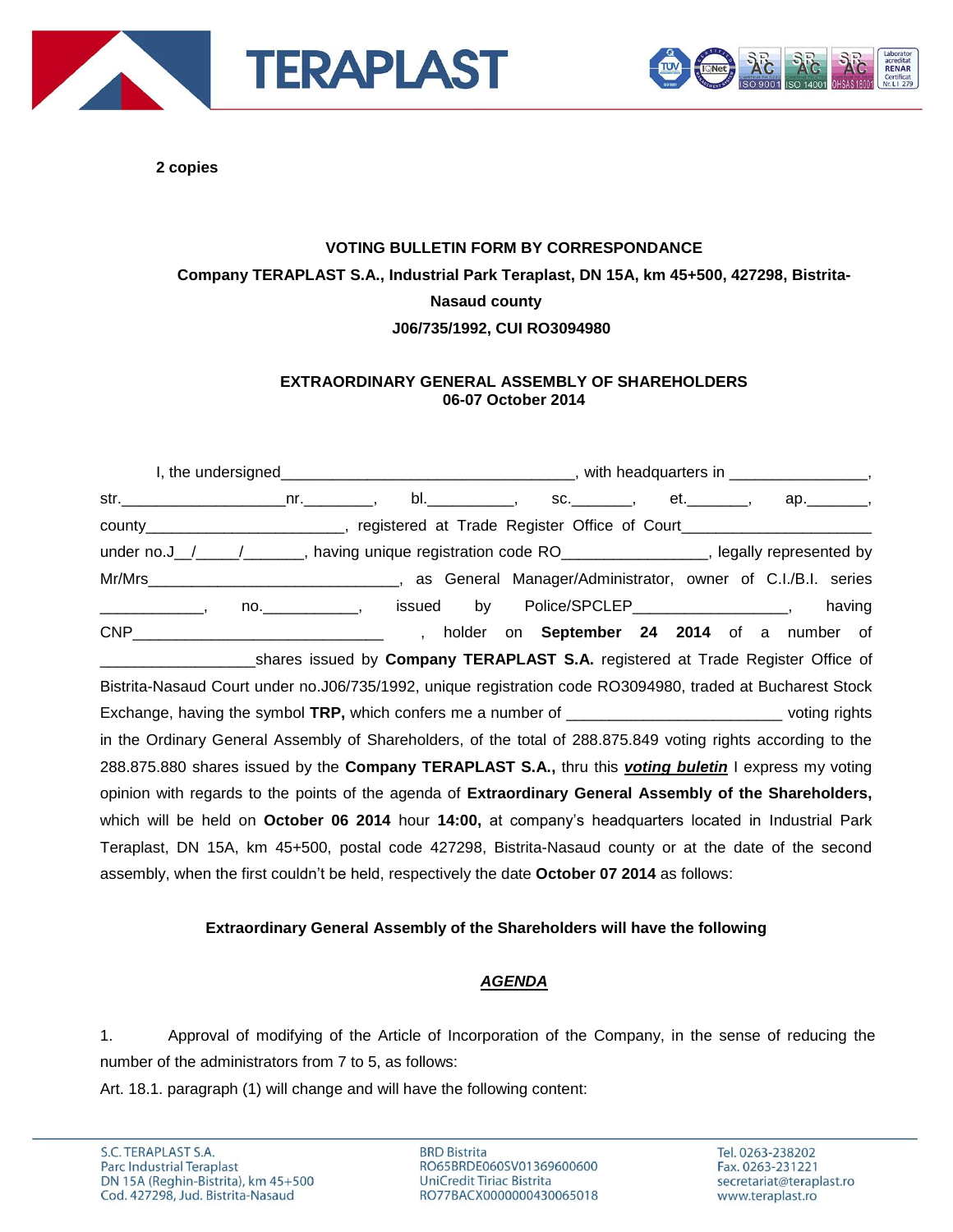**2 copies**

**VOTING BULLETIN FORM BY CORRESPONDANCE**

**Company TERAPLAST S.A., Industrial Park Teraplast, DN 15A, km 45+500, 427298, Bistrita-Nasaud county**

**J06/735/1992, CUI RO3094980**

**EXTRAORDINARY GENERAL ASSEMBLY OF SHAREHOLDERS**
**06-07 October 2014**

I, the undersigned___________________________________, with headquarters in ________________, str.___________________nr.________, bl.__________, sc._______, et._______, ap._______, county_______________________, registered at Trade Register Office of Court______________________ under no.J__/_____/_______, having unique registration code RO________________, legally represented by Mr/Mrs_____________________________, as General Manager/Administrator, owner of C.I./B.I. series ____________, no.___________, issued by Police/SPCLEP__________________, having CNP_____________________________ , holder on **September 24 2014** of a number of _________________shares issued by **Company TERAPLAST S.A.** registered at Trade Register Office of Bistrita-Nasaud Court under no.J06/735/1992, unique registration code RO3094980, traded at Bucharest Stock Exchange, having the symbol **TRP,** which confers me a number of ________________________ voting rights in the Ordinary General Assembly of Shareholders, of the total of 288.875.849 voting rights according to the 288.875.880 shares issued by the **Company TERAPLAST S.A.,** thru this ***voting buletin*** I express my voting opinion with regards to the points of the agenda of **Extraordinary General Assembly of the Shareholders,** which will be held on **October 06 2014** hour **14:00,** at company's headquarters located in Industrial Park Teraplast, DN 15A, km 45+500, postal code 427298, Bistrita-Nasaud county or at the date of the second assembly, when the first couldn't be held, respectively the date **October 07 2014** as follows:

**Extraordinary General Assembly of the Shareholders will have the following**

***AGENDA***

1. Approval of modifying of the Article of Incorporation of the Company, in the sense of reducing the number of the administrators from 7 to 5, as follows:

Art. 18.1. paragraph (1) will change and will have the following content: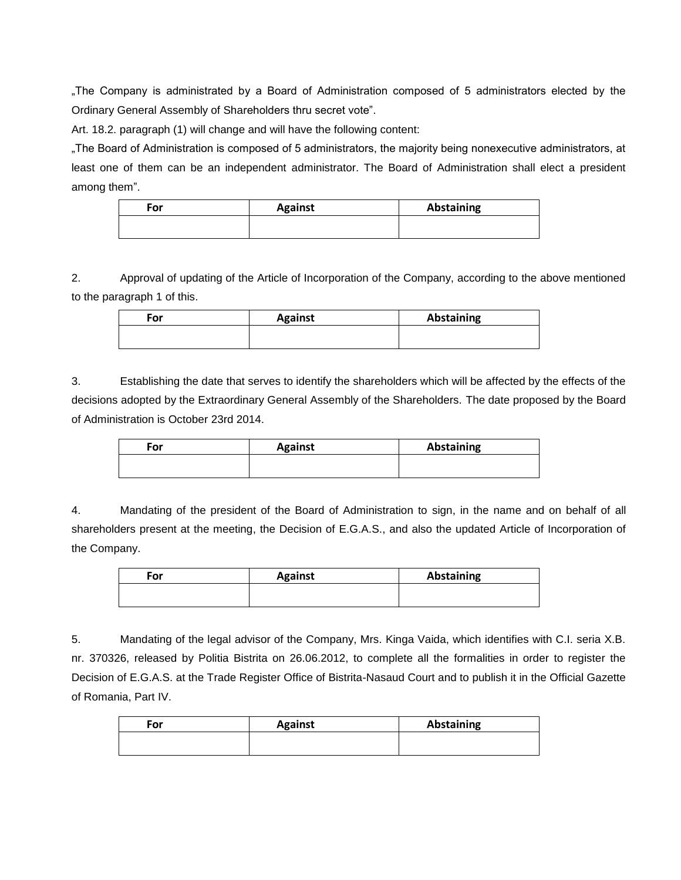„The Company is administrated by a Board of Administration composed of 5 administrators elected by the Ordinary General Assembly of Shareholders thru secret vote".

Art. 18.2. paragraph (1) will change and will have the following content:

„The Board of Administration is composed of 5 administrators, the majority being nonexecutive administrators, at least one of them can be an independent administrator. The Board of Administration shall elect a president among them".

| For | Against | Abstaining |
|---|---|---|
| | | |

2. Approval of updating of the Article of Incorporation of the Company, according to the above mentioned to the paragraph 1 of this.

| For | Against | Abstaining |
|---|---|---|
| | | |

3. Establishing the date that serves to identify the shareholders which will be affected by the effects of the decisions adopted by the Extraordinary General Assembly of the Shareholders. The date proposed by the Board of Administration is October 23rd 2014.

| For | Against | Abstaining |
|---|---|---|
| | | |

4. Mandating of the president of the Board of Administration to sign, in the name and on behalf of all shareholders present at the meeting, the Decision of E.G.A.S., and also the updated Article of Incorporation of the Company.

| For | Against | Abstaining |
|---|---|---|
| | | |

5. Mandating of the legal advisor of the Company, Mrs. Kinga Vaida, which identifies with C.I. seria X.B. nr. 370326, released by Politia Bistrita on 26.06.2012, to complete all the formalities in order to register the Decision of E.G.A.S. at the Trade Register Office of Bistrita-Nasaud Court and to publish it in the Official Gazette of Romania, Part IV.

| For | Against | Abstaining |
|---|---|---|
| | | |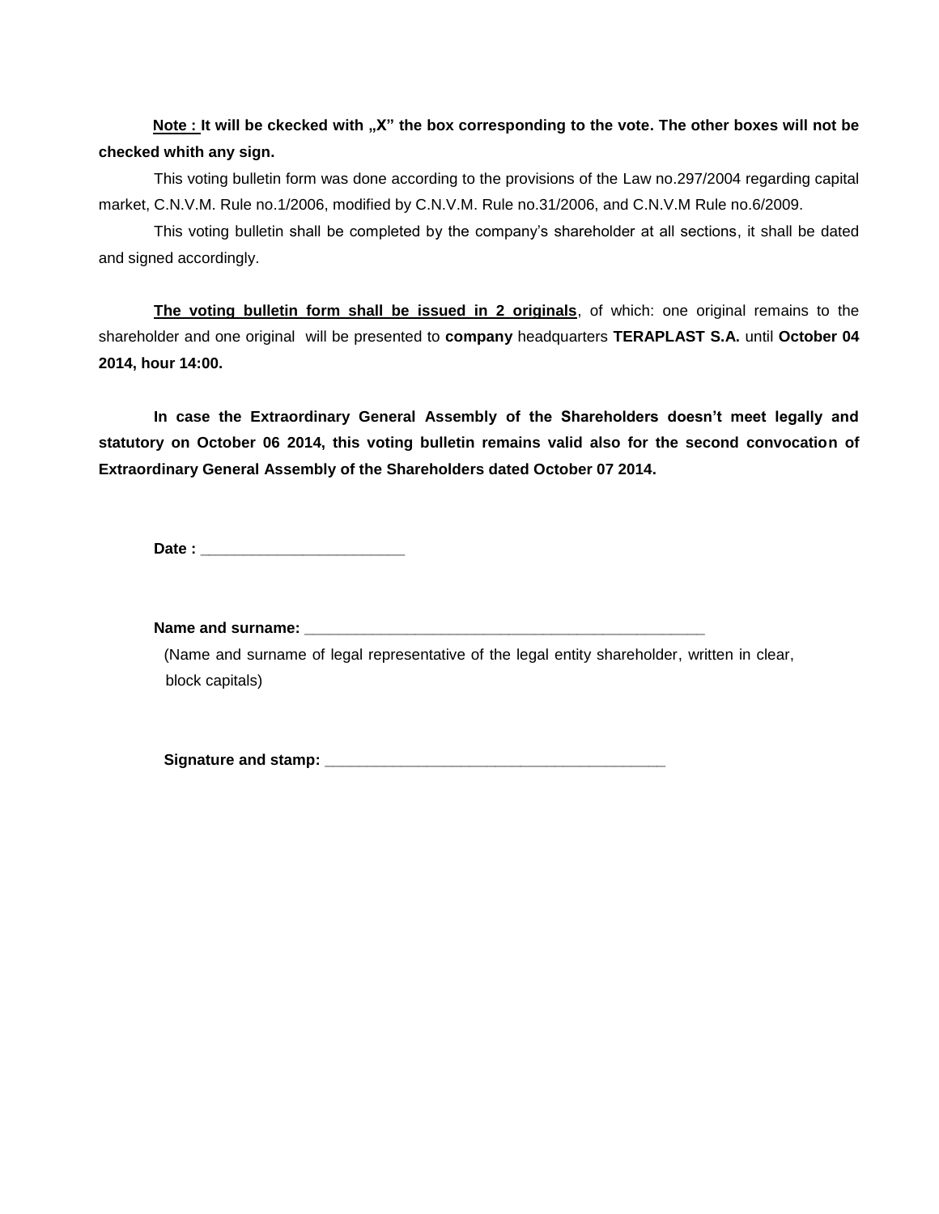**Note : It will be ckecked with „X" the box corresponding to the vote. The other boxes will not be checked whith any sign.**

This voting bulletin form was done according to the provisions of the Law no.297/2004 regarding capital market, C.N.V.M. Rule no.1/2006, modified by C.N.V.M. Rule no.31/2006, and C.N.V.M Rule no.6/2009.

This voting bulletin shall be completed by the company's shareholder at all sections, it shall be dated and signed accordingly.

**The voting bulletin form shall be issued in 2 originals**, of which: one original remains to the shareholder and one original will be presented to **company** headquarters **TERAPLAST S.A.** until **October 04 2014, hour 14:00.**

**In case the Extraordinary General Assembly of the Shareholders doesn't meet legally and statutory on October 06 2014, this voting bulletin remains valid also for the second convocation of Extraordinary General Assembly of the Shareholders dated October 07 2014.**

**Date : ________________________**

**Name and surname: ________________________________________________**

(Name and surname of legal representative of the legal entity shareholder, written in clear, block capitals)

**Signature and stamp: ________________________________________**